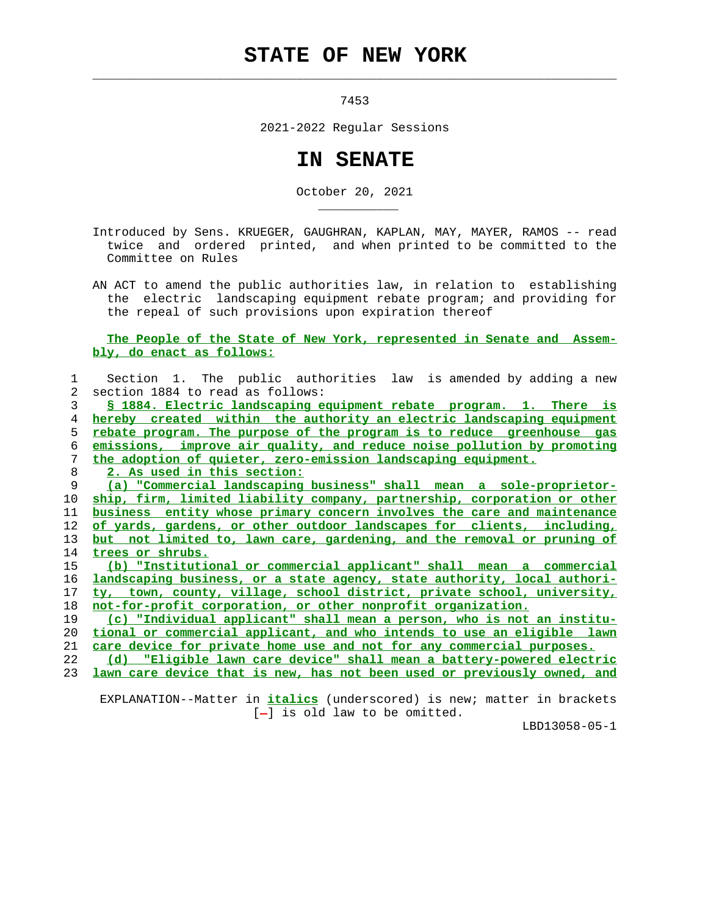# STATE OF NEW YORK

7453

2021-2022 Regular Sessions

# IN SENATE

October 20, 2021

Introduced by Sens. KRUEGER, GAUGHRAN, KAPLAN, MAY, MAYER, RAMOS -- read twice and ordered printed, and when printed to be committed to the Committee on Rules

AN ACT to amend the public authorities law, in relation to establishing the electric landscaping equipment rebate program; and providing for the repeal of such provisions upon expiration thereof

The People of the State of New York, represented in Senate and Assembly, do enact as follows:

1 Section 1. The public authorities law is amended by adding a new
2 section 1884 to read as follows:
3 § 1884. Electric landscaping equipment rebate program. 1. There is
4 hereby created within the authority an electric landscaping equipment
5 rebate program. The purpose of the program is to reduce greenhouse gas
6 emissions, improve air quality, and reduce noise pollution by promoting
7 the adoption of quieter, zero-emission landscaping equipment.
8 2. As used in this section:
9 (a) "Commercial landscaping business" shall mean a sole-proprietor-
10 ship, firm, limited liability company, partnership, corporation or other
11 business entity whose primary concern involves the care and maintenance
12 of yards, gardens, or other outdoor landscapes for clients, including,
13 but not limited to, lawn care, gardening, and the removal or pruning of
14 trees or shrubs.
15 (b) "Institutional or commercial applicant" shall mean a commercial
16 landscaping business, or a state agency, state authority, local authori-
17 ty, town, county, village, school district, private school, university,
18 not-for-profit corporation, or other nonprofit organization.
19 (c) "Individual applicant" shall mean a person, who is not an institu-
20 tional or commercial applicant, and who intends to use an eligible lawn
21 care device for private home use and not for any commercial purposes.
22 (d) "Eligible lawn care device" shall mean a battery-powered electric
23 lawn care device that is new, has not been used or previously owned, and

EXPLANATION--Matter in *italics* (underscored) is new; matter in brackets [-] is old law to be omitted.

LBD13058-05-1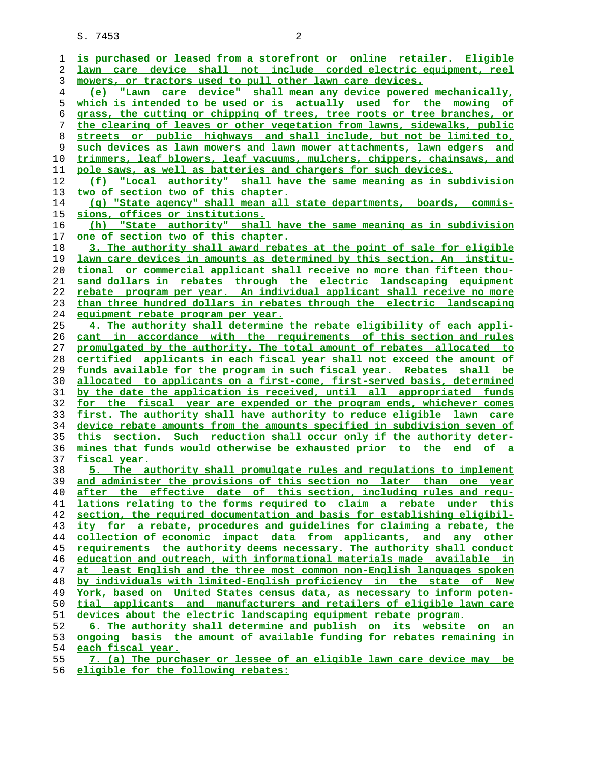is purchased or leased from a storefront or online retailer. Eligible lawn care device shall not include corded electric equipment, reel mowers, or tractors used to pull other lawn care devices.

(e) "Lawn care device" shall mean any device powered mechanically, which is intended to be used or is actually used for the mowing of grass, the cutting or chipping of trees, tree roots or tree branches, or the clearing of leaves or other vegetation from lawns, sidewalks, public streets or public highways and shall include, but not be limited to, such devices as lawn mowers and lawn mower attachments, lawn edgers and trimmers, leaf blowers, leaf vacuums, mulchers, chippers, chainsaws, and pole saws, as well as batteries and chargers for such devices.

(f) "Local authority" shall have the same meaning as in subdivision two of section two of this chapter.

(g) "State agency" shall mean all state departments, boards, commissions, offices or institutions.

(h) "State authority" shall have the same meaning as in subdivision one of section two of this chapter.

3. The authority shall award rebates at the point of sale for eligible lawn care devices in amounts as determined by this section. An institutional or commercial applicant shall receive no more than fifteen thousand dollars in rebates through the electric landscaping equipment rebate program per year. An individual applicant shall receive no more than three hundred dollars in rebates through the electric landscaping equipment rebate program per year.

4. The authority shall determine the rebate eligibility of each applicant in accordance with the requirements of this section and rules promulgated by the authority. The total amount of rebates allocated to certified applicants in each fiscal year shall not exceed the amount of funds available for the program in such fiscal year. Rebates shall be allocated to applicants on a first-come, first-served basis, determined by the date the application is received, until all appropriated funds for the fiscal year are expended or the program ends, whichever comes first. The authority shall have authority to reduce eligible lawn care device rebate amounts from the amounts specified in subdivision seven of this section. Such reduction shall occur only if the authority determines that funds would otherwise be exhausted prior to the end of a fiscal year.

5. The authority shall promulgate rules and regulations to implement and administer the provisions of this section no later than one year after the effective date of this section, including rules and regulations relating to the forms required to claim a rebate under this section, the required documentation and basis for establishing eligibility for a rebate, procedures and guidelines for claiming a rebate, the collection of economic impact data from applicants, and any other requirements the authority deems necessary. The authority shall conduct education and outreach, with informational materials made available in at least English and the three most common non-English languages spoken by individuals with limited-English proficiency in the state of New York, based on United States census data, as necessary to inform potential applicants and manufacturers and retailers of eligible lawn care devices about the electric landscaping equipment rebate program.

6. The authority shall determine and publish on its website on an ongoing basis the amount of available funding for rebates remaining in each fiscal year.

7. (a) The purchaser or lessee of an eligible lawn care device may be eligible for the following rebates: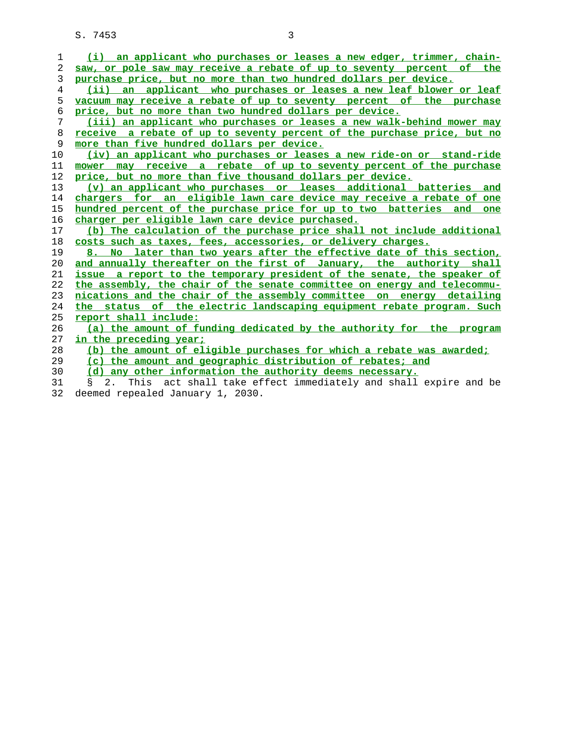(i) an applicant who purchases or leases a new edger, trimmer, chainsaw, or pole saw may receive a rebate of up to seventy percent of the purchase price, but no more than two hundred dollars per device.

(ii) an applicant who purchases or leases a new leaf blower or leaf vacuum may receive a rebate of up to seventy percent of the purchase price, but no more than two hundred dollars per device.

(iii) an applicant who purchases or leases a new walk-behind mower may receive a rebate of up to seventy percent of the purchase price, but no more than five hundred dollars per device.

(iv) an applicant who purchases or leases a new ride-on or stand-ride mower may receive a rebate of up to seventy percent of the purchase price, but no more than five thousand dollars per device.

(v) an applicant who purchases or leases additional batteries and chargers for an eligible lawn care device may receive a rebate of one hundred percent of the purchase price for up to two batteries and one charger per eligible lawn care device purchased.

(b) The calculation of the purchase price shall not include additional costs such as taxes, fees, accessories, or delivery charges.

8. No later than two years after the effective date of this section, and annually thereafter on the first of January, the authority shall issue a report to the temporary president of the senate, the speaker of the assembly, the chair of the senate committee on energy and telecommunications and the chair of the assembly committee on energy detailing the status of the electric landscaping equipment rebate program. Such report shall include:

(a) the amount of funding dedicated by the authority for the program in the preceding year;

(b) the amount of eligible purchases for which a rebate was awarded;

(c) the amount and geographic distribution of rebates; and

(d) any other information the authority deems necessary.

§ 2. This act shall take effect immediately and shall expire and be deemed repealed January 1, 2030.